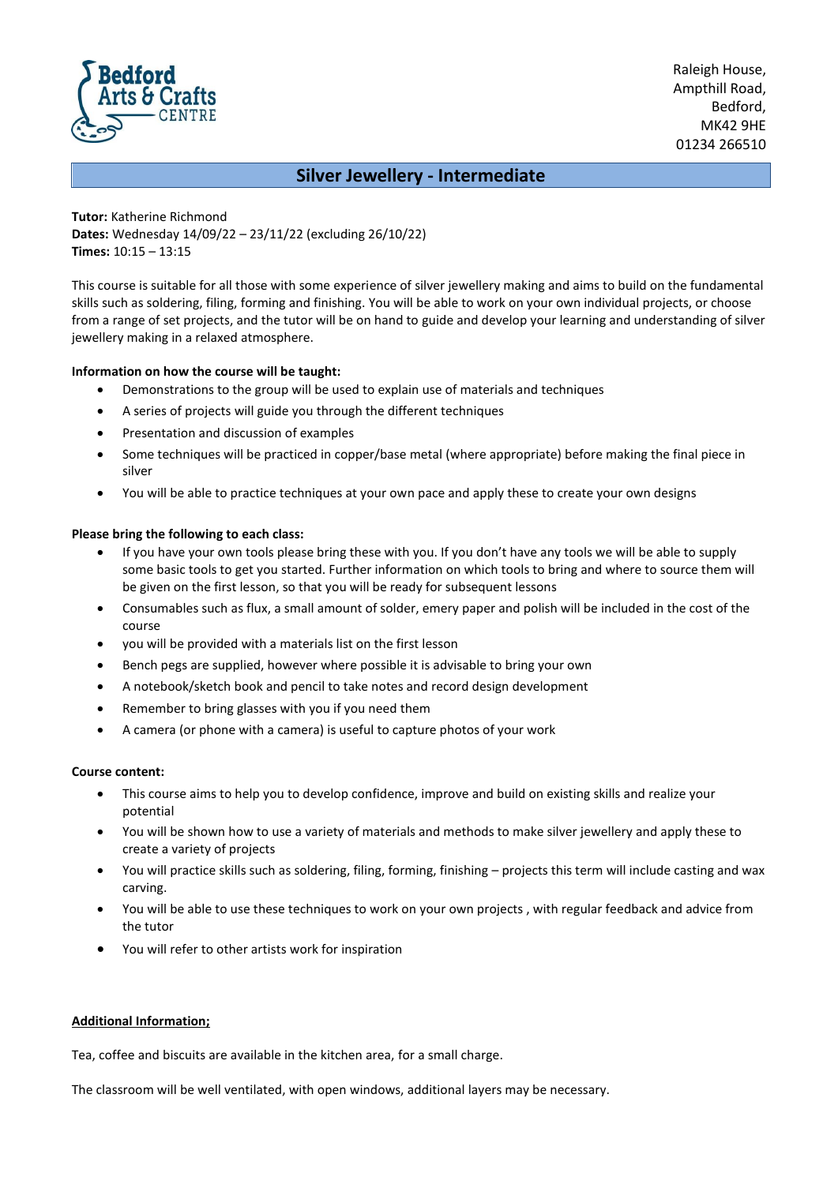Bedford Arts & Crafts Centre

Raleigh House,
Ampthill Road,
Bedford,
MK42 9HE
01234 266510

# Silver Jewellery - Intermediate

**Tutor:** Katherine Richmond
**Dates:** Wednesday 14/09/22 – 23/11/22 (excluding 26/10/22)
**Times:** 10:15 – 13:15

This course is suitable for all those with some experience of silver jewellery making and aims to build on the fundamental skills such as soldering, filing, forming and finishing. You will be able to work on your own individual projects, or choose from a range of set projects, and the tutor will be on hand to guide and develop your learning and understanding of silver jewellery making in a relaxed atmosphere.

**Information on how the course will be taught:**

- Demonstrations to the group will be used to explain use of materials and techniques
- A series of projects will guide you through the different techniques
- Presentation and discussion of examples
- Some techniques will be practiced in copper/base metal (where appropriate) before making the final piece in silver
- You will be able to practice techniques at your own pace and apply these to create your own designs

**Please bring the following to each class:**

- If you have your own tools please bring these with you. If you don't have any tools we will be able to supply some basic tools to get you started. Further information on which tools to bring and where to source them will be given on the first lesson, so that you will be ready for subsequent lessons
- Consumables such as flux, a small amount of solder, emery paper and polish will be included in the cost of the course
- you will be provided with a materials list on the first lesson
- Bench pegs are supplied, however where possible it is advisable to bring your own
- A notebook/sketch book and pencil to take notes and record design development
- Remember to bring glasses with you if you need them
- A camera (or phone with a camera) is useful to capture photos of your work

**Course content:**

- This course aims to help you to develop confidence, improve and build on existing skills and realize your potential
- You will be shown how to use a variety of materials and methods to make silver jewellery and apply these to create a variety of projects
- You will practice skills such as soldering, filing, forming, finishing – projects this term will include casting and wax carving.
- You will be able to use these techniques to work on your own projects , with regular feedback and advice from the tutor
- You will refer to other artists work for inspiration

**Additional Information;**

Tea, coffee and biscuits are available in the kitchen area, for a small charge.

The classroom will be well ventilated, with open windows, additional layers may be necessary.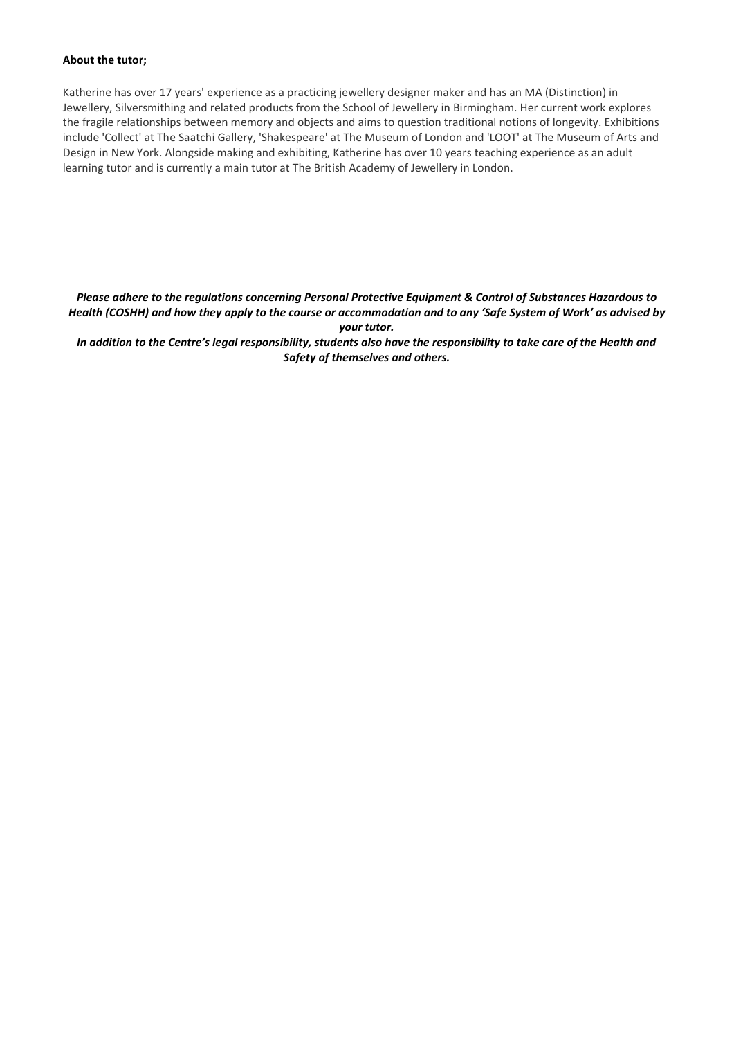**About the tutor;**

Katherine has over 17 years' experience as a practicing jewellery designer maker and has an MA (Distinction) in Jewellery, Silversmithing and related products from the School of Jewellery in Birmingham. Her current work explores the fragile relationships between memory and objects and aims to question traditional notions of longevity. Exhibitions include 'Collect' at The Saatchi Gallery, 'Shakespeare' at The Museum of London and 'LOOT' at The Museum of Arts and Design in New York. Alongside making and exhibiting, Katherine has over 10 years teaching experience as an adult learning tutor and is currently a main tutor at The British Academy of Jewellery in London.

***Please adhere to the regulations concerning Personal Protective Equipment & Control of Substances Hazardous to Health (COSHH) and how they apply to the course or accommodation and to any 'Safe System of Work' as advised by your tutor.***

***In addition to the Centre's legal responsibility, students also have the responsibility to take care of the Health and Safety of themselves and others.***